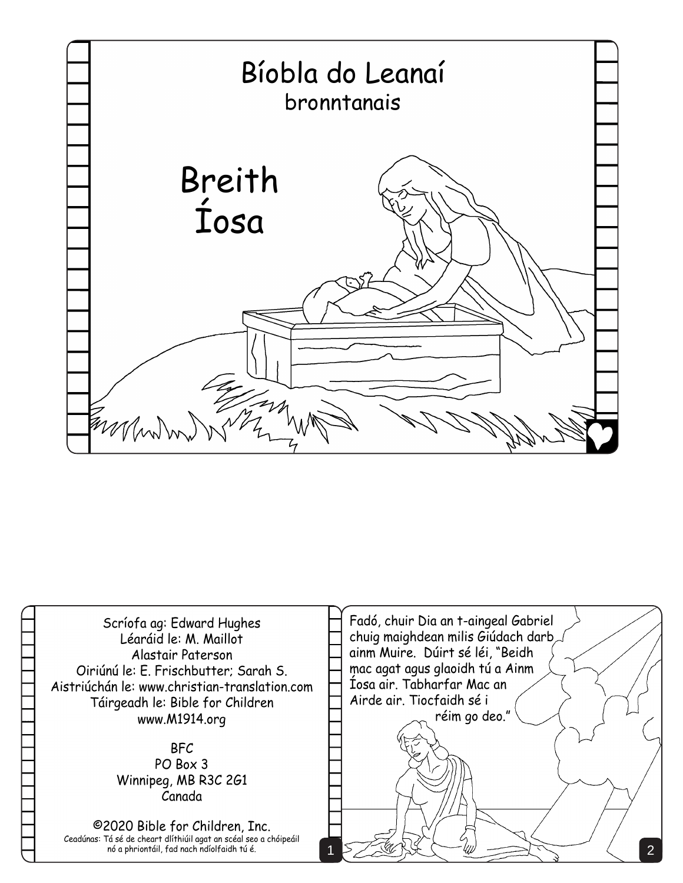# Bíobla do Leanaí

bronntanais

## Breith Íosa

Scríofa ag: Edward Hughes
Léaráid le: M. Maillot
Alastair Paterson
Oiriúnú le: E. Frischbutter; Sarah S.
Aistriúchán le: www.christian-translation.com
Táirgeadh le: Bible for Children
www.M1914.org

BFC
PO Box 3
Winnipeg, MB R3C 2G1
Canada

©2020 Bible for Children, Inc.
Ceadúnas: Tá sé de cheart dlíthiúil agat an scéal seo a chóipeáil nó a phriontáil, fad nach ndíolfaidh tú é.

Fadó, chuir Dia an t-aingeal Gabriel chuig maighdean milis Giúdach darb ainm Muire. Dúirt sé léi, "Beidh mac agat agus glaoidh tú a Ainm Íosa air. Tabharfar Mac an Airde air. Tiocfaidh sé i réim go deo."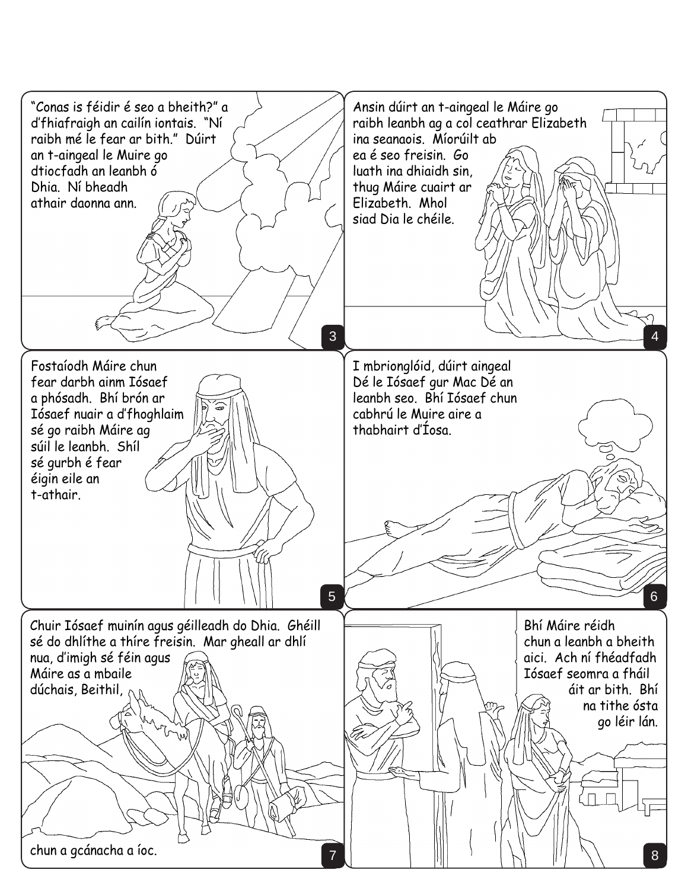"Conas is féidir é seo a bheith?" a d'fhiafraigh an cailín iontais. "Ní raibh mé le fear ar bith." Dúirt an t-aingeal le Muire go dtiocfadh an leanbh ó Dhia. Ní bheadh athair daonna ann.

Ansin dúirt an t-aingeal le Máire go raibh leanbh ag a col ceathrar Elizabeth ina seanaois. Míorúilt ab ea é seo freisin. Go luath ina dhiaidh sin, thug Máire cuairt ar Elizabeth. Mhol siad Dia le chéile.

Fostaíodh Máire chun fear darbh ainm Iósaef a phósadh. Bhí brón ar Iósaef nuair a d'fhoghlaim sé go raibh Máire ag súil le leanbh. Shíl sé gurbh é fear éigin eile an t-athair.

I mbrionglóid, dúirt aingeal Dé le Iósaef gur Mac Dé an leanbh seo. Bhí Iósaef chun cabhrú le Muire aire a thabhairt d'Íosa.

Chuir Iósaef muinín agus géilleadh do Dhia. Ghéill sé do dhlíthe a thíre freisin. Mar gheall ar dhlí nua, d'imigh sé féin agus Máire as a mbaile dúchais, Beithil, chun a gcánacha a íoc.

Bhí Máire réidh chun a leanbh a bheith aici. Ach ní fhéadfadh Iósaef seomra a fháil áit ar bith. Bhí na tithe ósta go léir lán.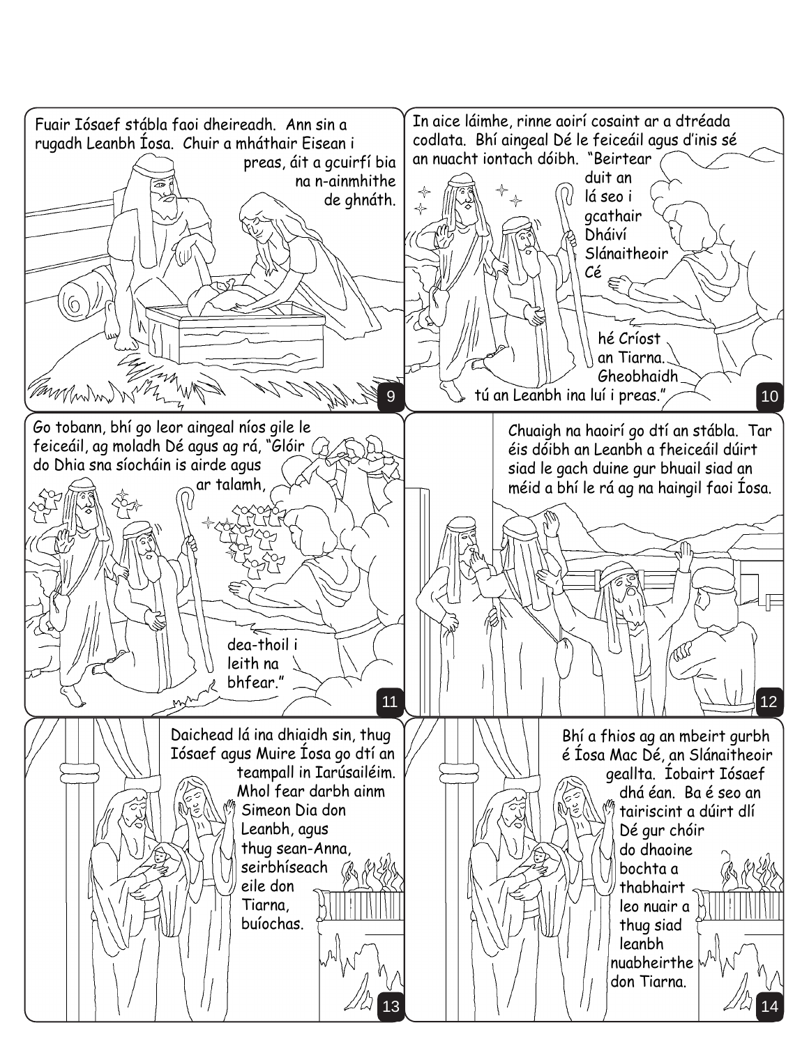Fuair Iósaef stábla faoi dheireadh. Ann sin a rugadh Leanbh Íosa. Chuir a mháthair Eisean i preas, áit a gcuirfí bia na n-ainmhithe de ghnáth.

In aice láimhe, rinne aoirí cosaint ar a dtréada codlata. Bhí aingeal Dé le feiceáil agus d'inis sé an nuacht iontach dóibh. "Beirtear duit an lá seo i gcathair Dháiví Slánaitheoir Cé hé Críost an Tiarna. Gheobhaidh tú an Leanbh ina luí i preas."

Go tobann, bhí go leor aingeal níos gile le feiceáil, ag moladh Dé agus ag rá, "Glóir do Dhia sna síocháin is airde agus ar talamh, dea-thoil i leith na bhfear."

Chuaigh na haoirí go dtí an stábla. Tar éis dóibh an Leanbh a fheiceáil dúirt siad le gach duine gur bhuail siad an méid a bhí le rá ag na haingil faoi Íosa.

Daichead lá ina dhiaidh sin, thug Iósaef agus Muire Íosa go dtí an teampall in Iarúsailéim. Mhol fear darbh ainm Simeon Dia don Leanbh, agus thug sean-Anna, seirbhíseach eile don Tiarna, buíochas.

Bhí a fhios ag an mbeirt gurbh é Íosa Mac Dé, an Slánaitheoir geallta. Íobairt Iósaef dhá éan. Ba é seo an tairiscint a dúirt dlí Dé gur chóir do dhaoine bochta a thabhairt leo nuair a thug siad leanbh nuabheirthe don Tiarna.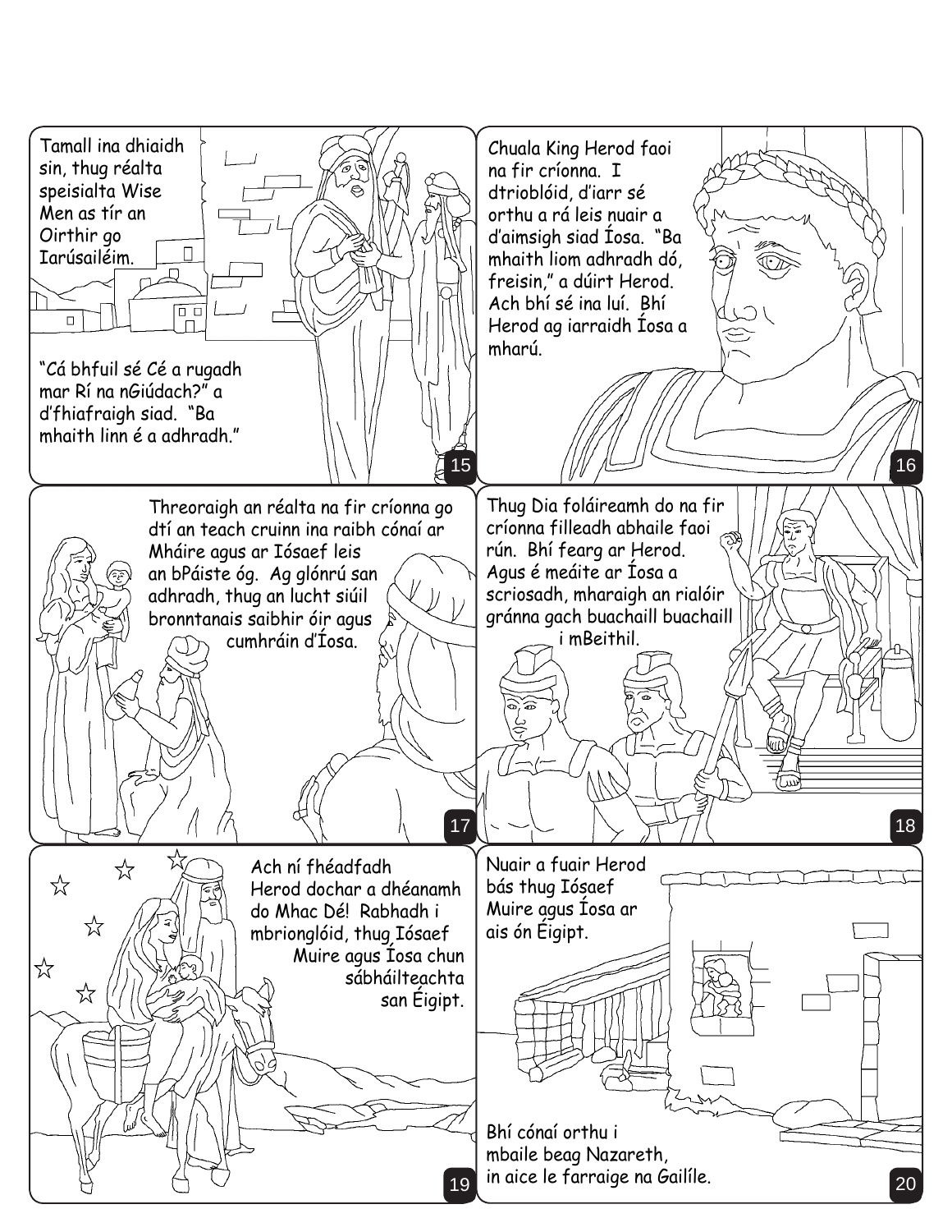Tamall ina dhiaidh sin, thug réalta speisialta Wise Men as tír an Oirthir go Iarúsailéim.

"Cá bhfuil sé Cé a rugadh mar Rí na nGiúdach?" a d'fhiafraigh siad. "Ba mhaith linn é a adhradh."

Chuala King Herod faoi na fir críonna. I dtrioblóid, d'iarr sé orthu a rá leis nuair a d'aimsigh siad Íosa. "Ba mhaith liom adhradh dó, freisin," a dúirt Herod. Ach bhí sé ina luí. Bhí Herod ag iarraidh Íosa a mharú.

Threoraigh an réalta na fir críonna go dtí an teach cruinn ina raibh cónaí ar Mháire agus ar Iósaef leis an bPáiste óg. Ag glónrú san adhradh, thug an lucht siúil bronntanais saibhir óir agus cumhráin d'Íosa.

Thug Dia foláireamh do na fir críonna filleadh abhaile faoi rún. Bhí fearg ar Herod. Agus é meáite ar Íosa a scriosadh, mharaigh an rialóir gránna gach buachaill buachaill i mBeithil.

Ach ní fhéadfadh Herod dochar a dhéanamh do Mhac Dé! Rabhadh i mbrionglóid, thug Iósaef Muire agus Íosa chun sábháilteachta san Éigipt.

Nuair a fuair Herod bás thug Iósaef Muire agus Íosa ar ais ón Éigipt.

Bhí cónaí orthu i mbaile beag Nazareth, in aice le farraige na Gailíle.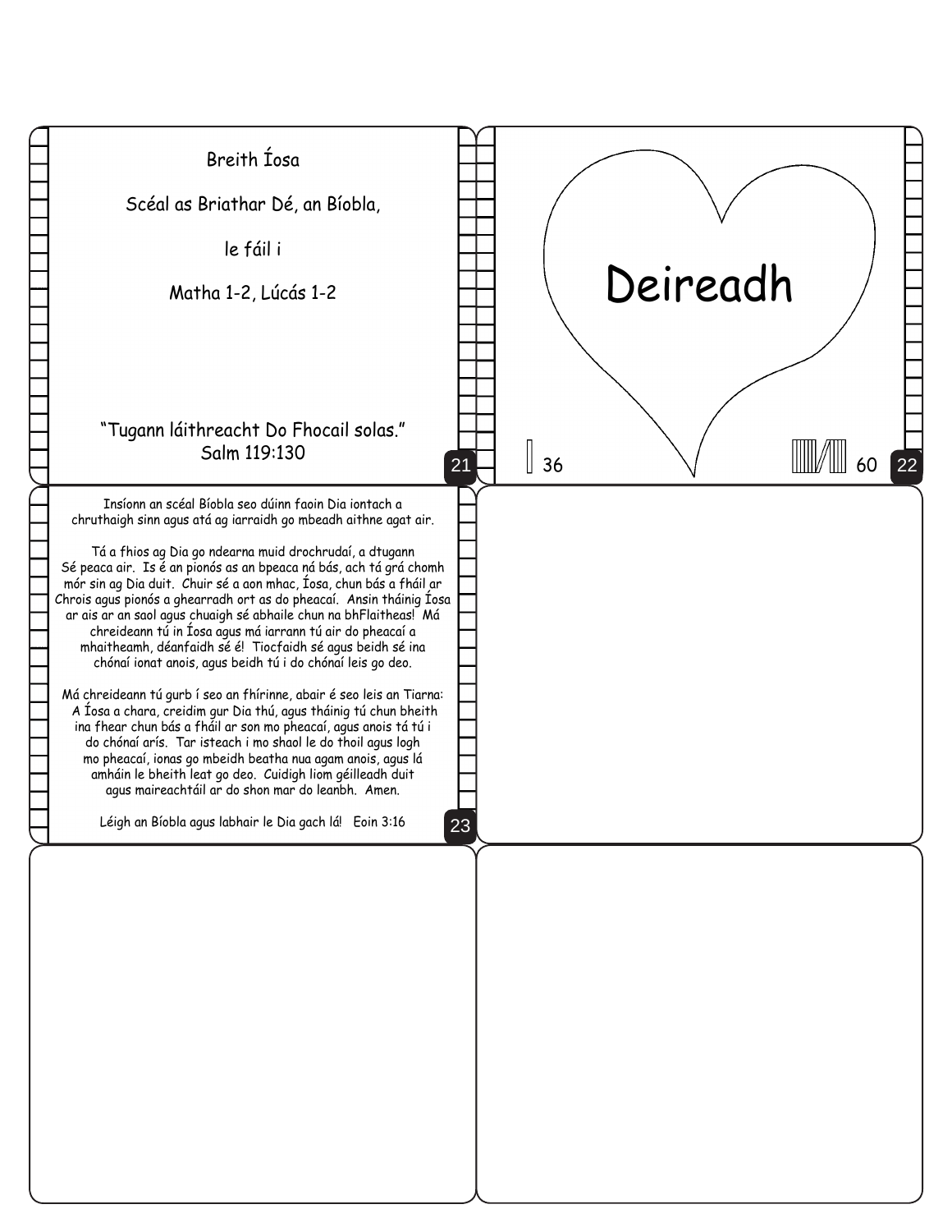Breith Íosa

Scéal as Briathar Dé, an Bíobla,

le fáil i

Matha 1-2, Lúcás 1-2

"Tugann láithreacht Do Fhocail solas."
Salm 119:130

# Deireadh

36

60

Insíonn an scéal Bíobla seo dúinn faoin Dia iontach a chruthaigh sinn agus atá ag iarraidh go mbeadh aithne agat air.

Tá a fhios ag Dia go ndearna muid drochrudaí, a dtugann Sé peaca air. Is é an pionós as an bpeaca ná bás, ach tá grá chomh mór sin ag Dia duit. Chuir sé a aon mhac, Íosa, chun bás a fháil ar Chrois agus pionós a ghearradh ort as do pheacaí. Ansin tháinig Íosa ar ais ar an saol agus chuaigh sé abhaile chun na bhFlaitheas! Má chreideann tú in Íosa agus má iarrann tú air do pheacaí a mhaitheamh, déanfaidh sé é! Tiocfaidh sé agus beidh sé ina chónaí ionat anois, agus beidh tú i do chónaí leis go deo.

Má chreideann tú gurb í seo an fhírinne, abair é seo leis an Tiarna: A Íosa a chara, creidim gur Dia thú, agus tháinig tú chun bheith ina fhear chun bás a fháil ar son mo pheacaí, agus anois tá tú i do chónaí arís. Tar isteach i mo shaol le do thoil agus logh mo pheacaí, ionas go mbeidh beatha nua agam anois, agus lá amháin le bheith leat go deo. Cuidigh liom géilleadh duit agus maireachtáil ar do shon mar do leanbh. Amen.

Léigh an Bíobla agus labhair le Dia gach lá! Eoin 3:16